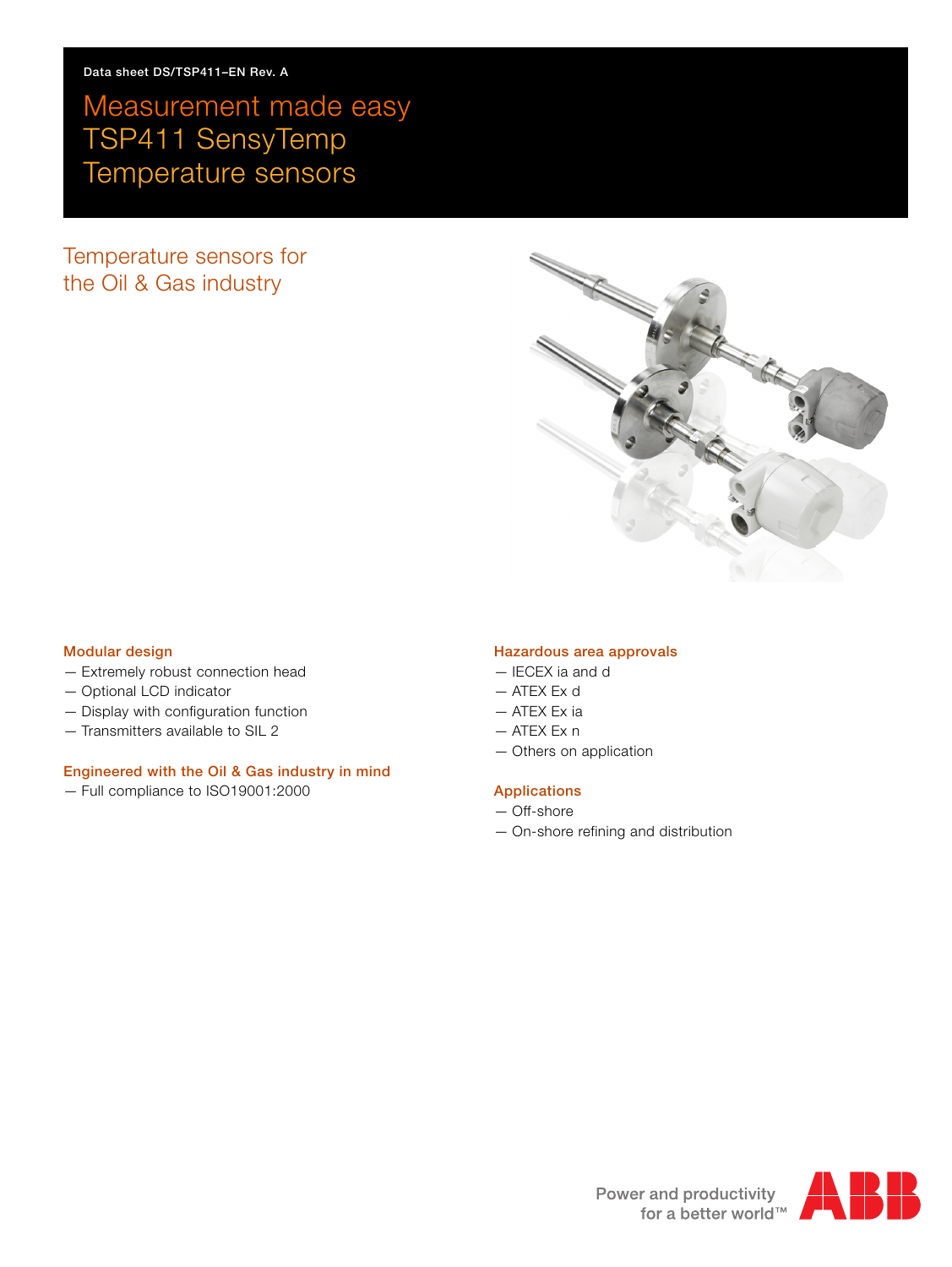Data sheet DS/TSP411–EN Rev. A

# Measurement made easy
# TSP411 SensyTemp Temperature sensors

## Temperature sensors for the Oil & Gas industry

### Modular design
- Extremely robust connection head
- Optional LCD indicator
- Display with configuration function
- Transmitters available to SIL 2

### Engineered with the Oil & Gas industry in mind
- Full compliance to ISO19001:2000

### Hazardous area approvals
- IECEX ia and d
- ATEX Ex d
- ATEX Ex ia
- ATEX Ex n
- Others on application

### Applications
- Off-shore
- On-shore refining and distribution

Power and productivity for a better world™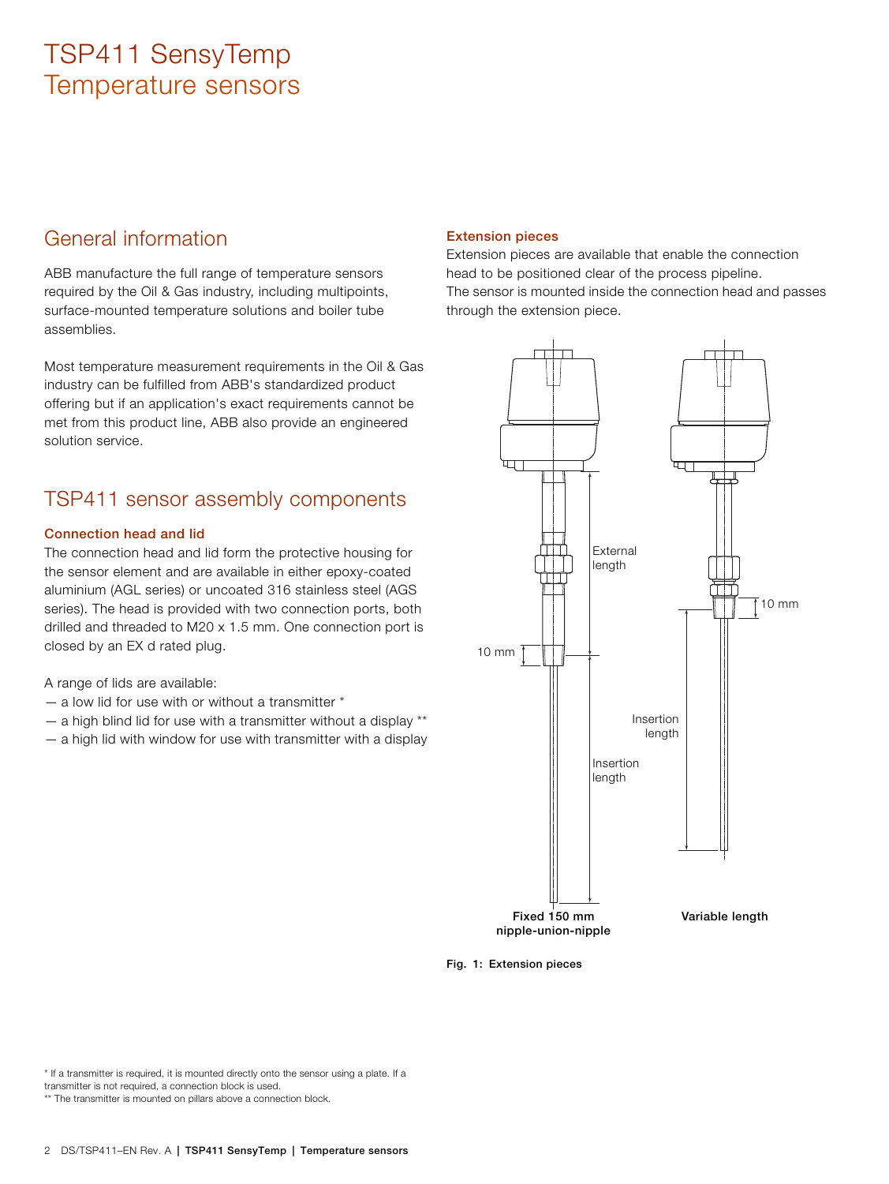# TSP411 SensyTemp
Temperature sensors

## General information

ABB manufacture the full range of temperature sensors required by the Oil & Gas industry, including multipoints, surface-mounted temperature solutions and boiler tube assemblies.

Most temperature measurement requirements in the Oil & Gas industry can be fulfilled from ABB's standardized product offering but if an application's exact requirements cannot be met from this product line, ABB also provide an engineered solution service.

## TSP411 sensor assembly components

### Connection head and lid

The connection head and lid form the protective housing for the sensor element and are available in either epoxy-coated aluminium (AGL series) or uncoated 316 stainless steel (AGS series). The head is provided with two connection ports, both drilled and threaded to M20 x 1.5 mm. One connection port is closed by an EX d rated plug.

A range of lids are available:

— a low lid for use with or without a transmitter *
— a high blind lid for use with a transmitter without a display **
— a high lid with window for use with transmitter with a display

### Extension pieces

Extension pieces are available that enable the connection head to be positioned clear of the process pipeline.
The sensor is mounted inside the connection head and passes through the extension piece.

External length

10 mm

Insertion length

10 mm

Insertion length

**Fixed 150 mm nipple-union-nipple**

**Variable length**

**Fig. 1: Extension pieces**

* If a transmitter is required, it is mounted directly onto the sensor using a plate. If a transmitter is not required, a connection block is used.
** The transmitter is mounted on pillars above a connection block.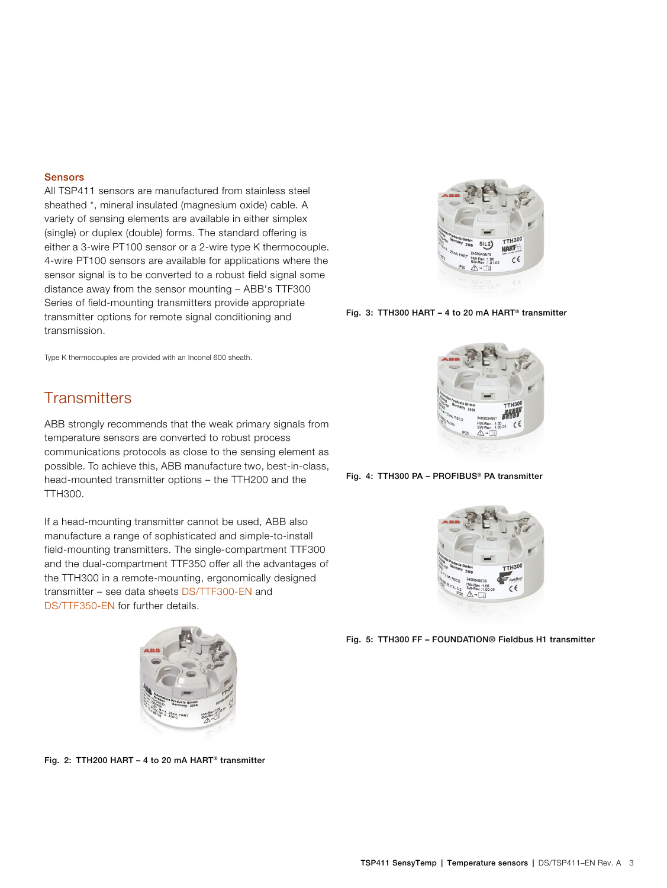### Sensors

All TSP411 sensors are manufactured from stainless steel sheathed *, mineral insulated (magnesium oxide) cable. A variety of sensing elements are available in either simplex (single) or duplex (double) forms. The standard offering is either a 3-wire PT100 sensor or a 2-wire type K thermocouple. 4-wire PT100 sensors are available for applications where the sensor signal is to be converted to a robust field signal some distance away from the sensor mounting – ABB's TTF300 Series of field-mounting transmitters provide appropriate transmitter options for remote signal conditioning and transmission.

Type K thermocouples are provided with an Inconel 600 sheath.

## Transmitters

ABB strongly recommends that the weak primary signals from temperature sensors are converted to robust process communications protocols as close to the sensing element as possible. To achieve this, ABB manufacture two, best-in-class, head-mounted transmitter options – the TTH200 and the TTH300.

If a head-mounting transmitter cannot be used, ABB also manufacture a range of sophisticated and simple-to-install field-mounting transmitters. The single-compartment TTF300 and the dual-compartment TTF350 offer all the advantages of the TTH300 in a remote-mounting, ergonomically designed transmitter – see data sheets DS/TTF300-EN and DS/TTF350-EN for further details.

**Fig. 2: TTH200 HART – 4 to 20 mA HART® transmitter**

**Fig. 3: TTH300 HART – 4 to 20 mA HART® transmitter**

**Fig. 4: TTH300 PA – PROFIBUS® PA transmitter**

**Fig. 5: TTH300 FF – FOUNDATION® Fieldbus H1 transmitter**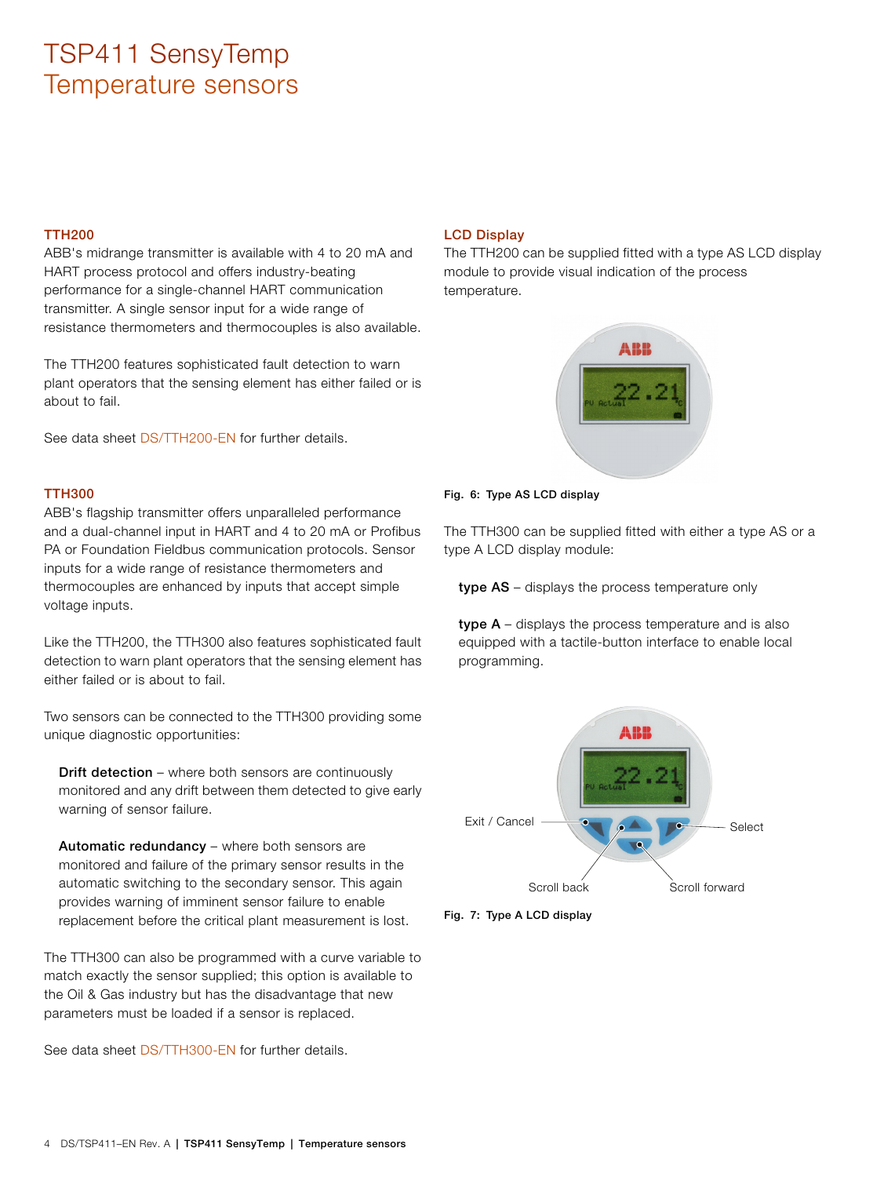# TSP411 SensyTemp Temperature sensors

### TTH200

ABB's midrange transmitter is available with 4 to 20 mA and HART process protocol and offers industry-beating performance for a single-channel HART communication transmitter. A single sensor input for a wide range of resistance thermometers and thermocouples is also available.

The TTH200 features sophisticated fault detection to warn plant operators that the sensing element has either failed or is about to fail.

See data sheet DS/TTH200-EN for further details.

### TTH300

ABB's flagship transmitter offers unparalleled performance and a dual-channel input in HART and 4 to 20 mA or Profibus PA or Foundation Fieldbus communication protocols. Sensor inputs for a wide range of resistance thermometers and thermocouples are enhanced by inputs that accept simple voltage inputs.

Like the TTH200, the TTH300 also features sophisticated fault detection to warn plant operators that the sensing element has either failed or is about to fail.

Two sensors can be connected to the TTH300 providing some unique diagnostic opportunities:

**Drift detection** – where both sensors are continuously monitored and any drift between them detected to give early warning of sensor failure.

**Automatic redundancy** – where both sensors are monitored and failure of the primary sensor results in the automatic switching to the secondary sensor. This again provides warning of imminent sensor failure to enable replacement before the critical plant measurement is lost.

The TTH300 can also be programmed with a curve variable to match exactly the sensor supplied; this option is available to the Oil & Gas industry but has the disadvantage that new parameters must be loaded if a sensor is replaced.

See data sheet DS/TTH300-EN for further details.

### LCD Display

The TTH200 can be supplied fitted with a type AS LCD display module to provide visual indication of the process temperature.

**Fig. 6: Type AS LCD display**

The TTH300 can be supplied fitted with either a type AS or a type A LCD display module:

**type AS** – displays the process temperature only

**type A** – displays the process temperature and is also equipped with a tactile-button interface to enable local programming.

**Fig. 7: Type A LCD display**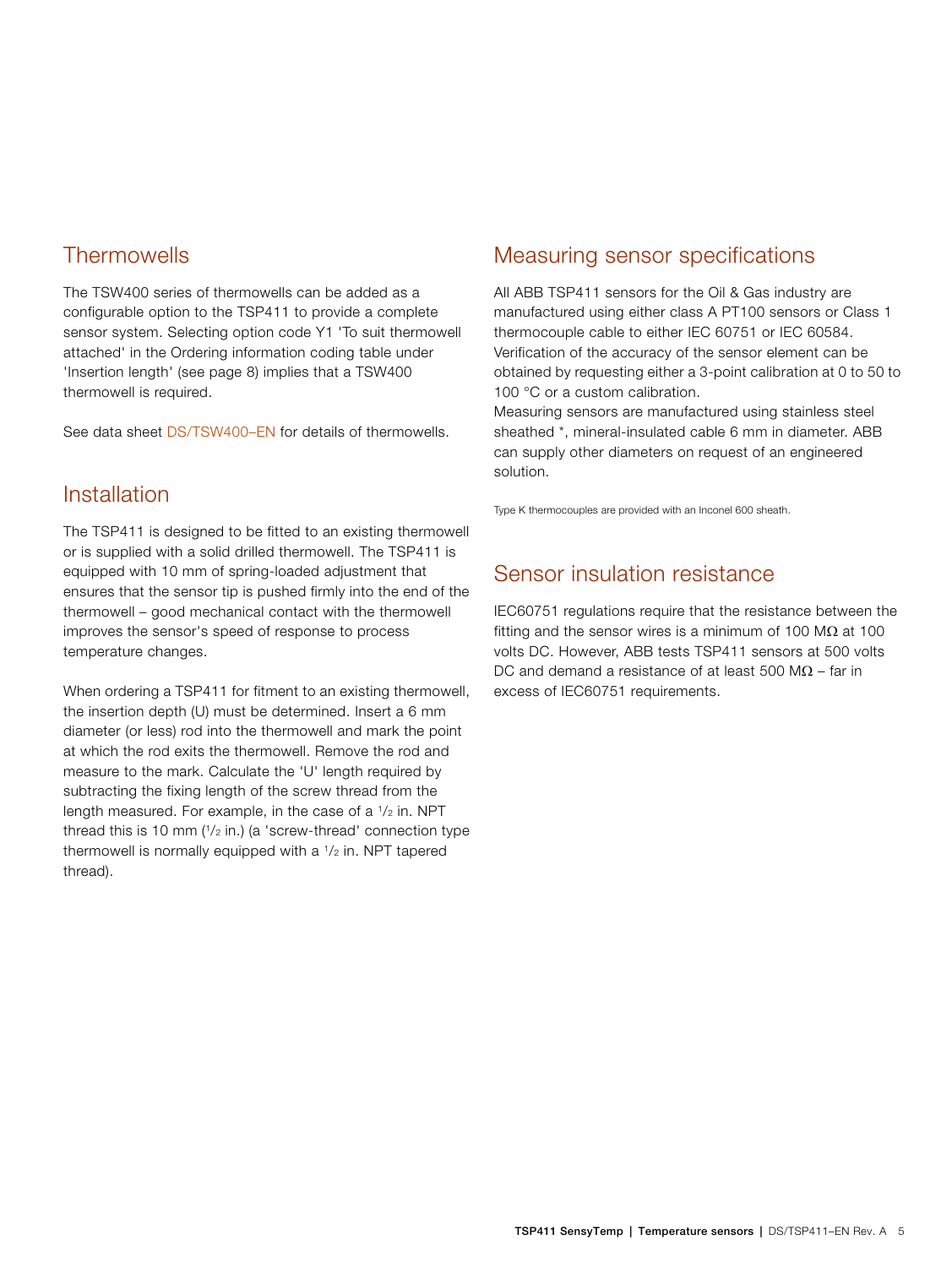## Thermowells

The TSW400 series of thermowells can be added as a configurable option to the TSP411 to provide a complete sensor system. Selecting option code Y1 'To suit thermowell attached' in the Ordering information coding table under 'Insertion length' (see page 8) implies that a TSW400 thermowell is required.

See data sheet DS/TSW400–EN for details of thermowells.

## Installation

The TSP411 is designed to be fitted to an existing thermowell or is supplied with a solid drilled thermowell. The TSP411 is equipped with 10 mm of spring-loaded adjustment that ensures that the sensor tip is pushed firmly into the end of the thermowell – good mechanical contact with the thermowell improves the sensor's speed of response to process temperature changes.

When ordering a TSP411 for fitment to an existing thermowell, the insertion depth (U) must be determined. Insert a 6 mm diameter (or less) rod into the thermowell and mark the point at which the rod exits the thermowell. Remove the rod and measure to the mark. Calculate the 'U' length required by subtracting the fixing length of the screw thread from the length measured. For example, in the case of a 1/2 in. NPT thread this is 10 mm (1/2 in.) (a 'screw-thread' connection type thermowell is normally equipped with a 1/2 in. NPT tapered thread).

## Measuring sensor specifications

All ABB TSP411 sensors for the Oil & Gas industry are manufactured using either class A PT100 sensors or Class 1 thermocouple cable to either IEC 60751 or IEC 60584. Verification of the accuracy of the sensor element can be obtained by requesting either a 3-point calibration at 0 to 50 to 100 °C or a custom calibration.
Measuring sensors are manufactured using stainless steel sheathed *, mineral-insulated cable 6 mm in diameter. ABB can supply other diameters on request of an engineered solution.

Type K thermocouples are provided with an Inconel 600 sheath.

## Sensor insulation resistance

IEC60751 regulations require that the resistance between the fitting and the sensor wires is a minimum of 100 MΩ at 100 volts DC. However, ABB tests TSP411 sensors at 500 volts DC and demand a resistance of at least 500 MΩ – far in excess of IEC60751 requirements.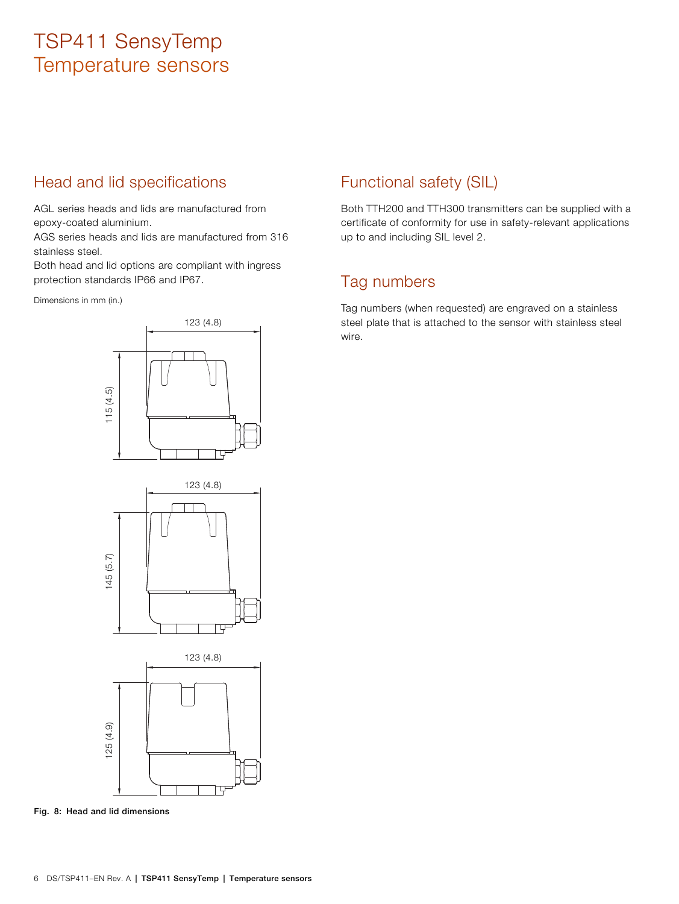# TSP411 SensyTemp Temperature sensors

## Head and lid specifications

AGL series heads and lids are manufactured from epoxy-coated aluminium.
AGS series heads and lids are manufactured from 316 stainless steel.
Both head and lid options are compliant with ingress protection standards IP66 and IP67.

Dimensions in mm (in.)

123 (4.8)

115 (4.5)

123 (4.8)

145 (5.7)

123 (4.8)

125 (4.9)

**Fig. 8: Head and lid dimensions**

## Functional safety (SIL)

Both TTH200 and TTH300 transmitters can be supplied with a certificate of conformity for use in safety-relevant applications up to and including SIL level 2.

## Tag numbers

Tag numbers (when requested) are engraved on a stainless steel plate that is attached to the sensor with stainless steel wire.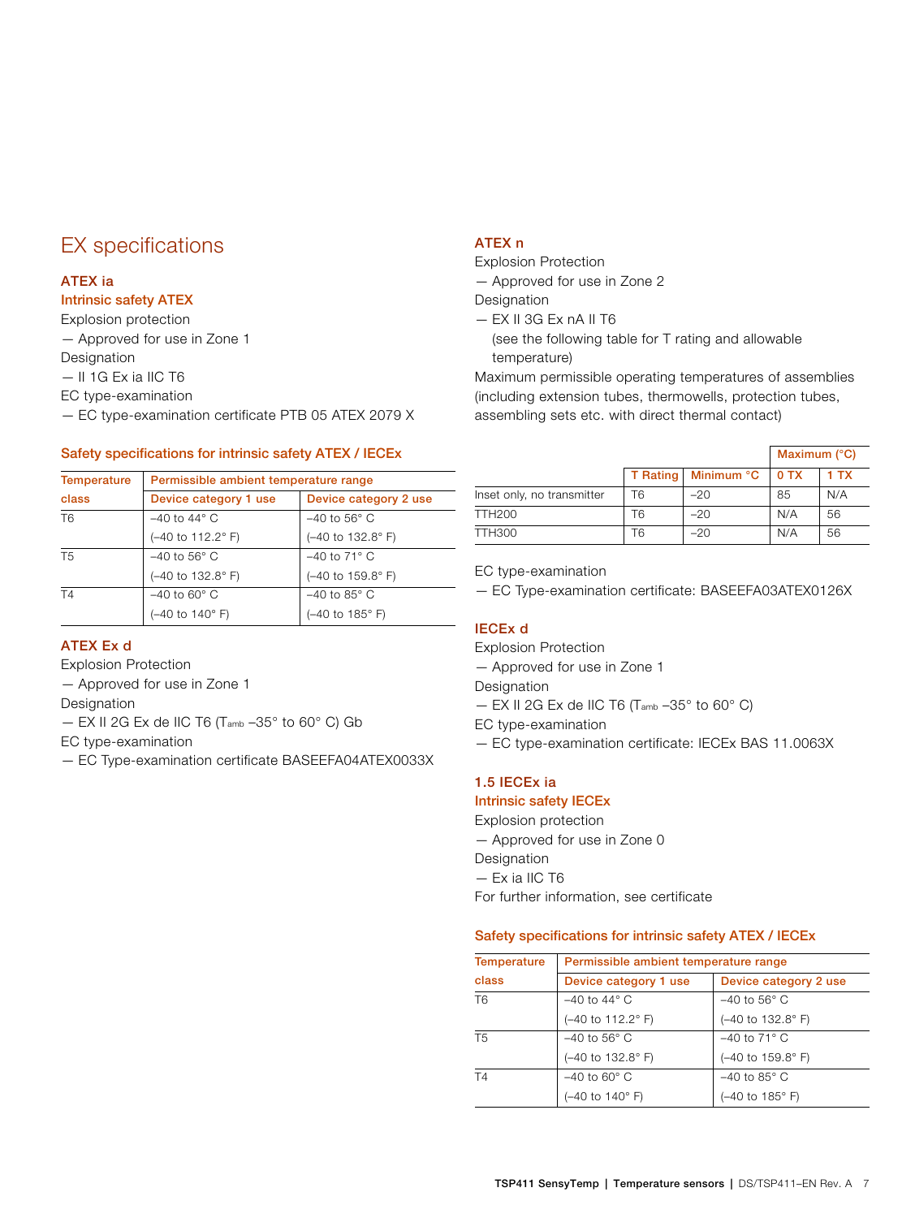# EX specifications

### ATEX ia

### Intrinsic safety ATEX

Explosion protection

— Approved for use in Zone 1

Designation

— II 1G Ex ia IIC T6

EC type-examination

— EC type-examination certificate PTB 05 ATEX 2079 X

### Safety specifications for intrinsic safety ATEX / IECEx

| Temperature class | Permissible ambient temperature range | |
|---|---|---|
| | Device category 1 use | Device category 2 use |
| T6 | –40 to 44° C (–40 to 112.2° F) | –40 to 56° C (–40 to 132.8° F) |
| T5 | –40 to 56° C (–40 to 132.8° F) | –40 to 71° C (–40 to 159.8° F) |
| T4 | –40 to 60° C (–40 to 140° F) | –40 to 85° C (–40 to 185° F) |

### ATEX Ex d

Explosion Protection

— Approved for use in Zone 1

Designation

— EX II 2G Ex de IIC T6 ($T_{amb}$ –35° to 60° C) Gb

EC type-examination

— EC Type-examination certificate BASEEFA04ATEX0033X

### ATEX n

Explosion Protection

— Approved for use in Zone 2

Designation

— EX II 3G Ex nA II T6
(see the following table for T rating and allowable temperature)

Maximum permissible operating temperatures of assemblies (including extension tubes, thermowells, protection tubes, assembling sets etc. with direct thermal contact)

| | | | Maximum (°C) | |
|---|---|---|---|---|
| | T Rating | Minimum °C | 0 TX | 1 TX |
| Inset only, no transmitter | T6 | –20 | 85 | N/A |
| TTH200 | T6 | –20 | N/A | 56 |
| TTH300 | T6 | –20 | N/A | 56 |

EC type-examination

— EC Type-examination certificate: BASEEFA03ATEX0126X

### IECEx d

Explosion Protection

— Approved for use in Zone 1

Designation

— EX II 2G Ex de IIC T6 ($T_{amb}$ –35° to 60° C)

EC type-examination

— EC type-examination certificate: IECEx BAS 11.0063X

### 1.5 IECEx ia

### Intrinsic safety IECEx

Explosion protection

— Approved for use in Zone 0

Designation

— Ex ia IIC T6

For further information, see certificate

### Safety specifications for intrinsic safety ATEX / IECEx

| Temperature class | Permissible ambient temperature range | |
|---|---|---|
| | Device category 1 use | Device category 2 use |
| T6 | –40 to 44° C (–40 to 112.2° F) | –40 to 56° C (–40 to 132.8° F) |
| T5 | –40 to 56° C (–40 to 132.8° F) | –40 to 71° C (–40 to 159.8° F) |
| T4 | –40 to 60° C (–40 to 140° F) | –40 to 85° C (–40 to 185° F) |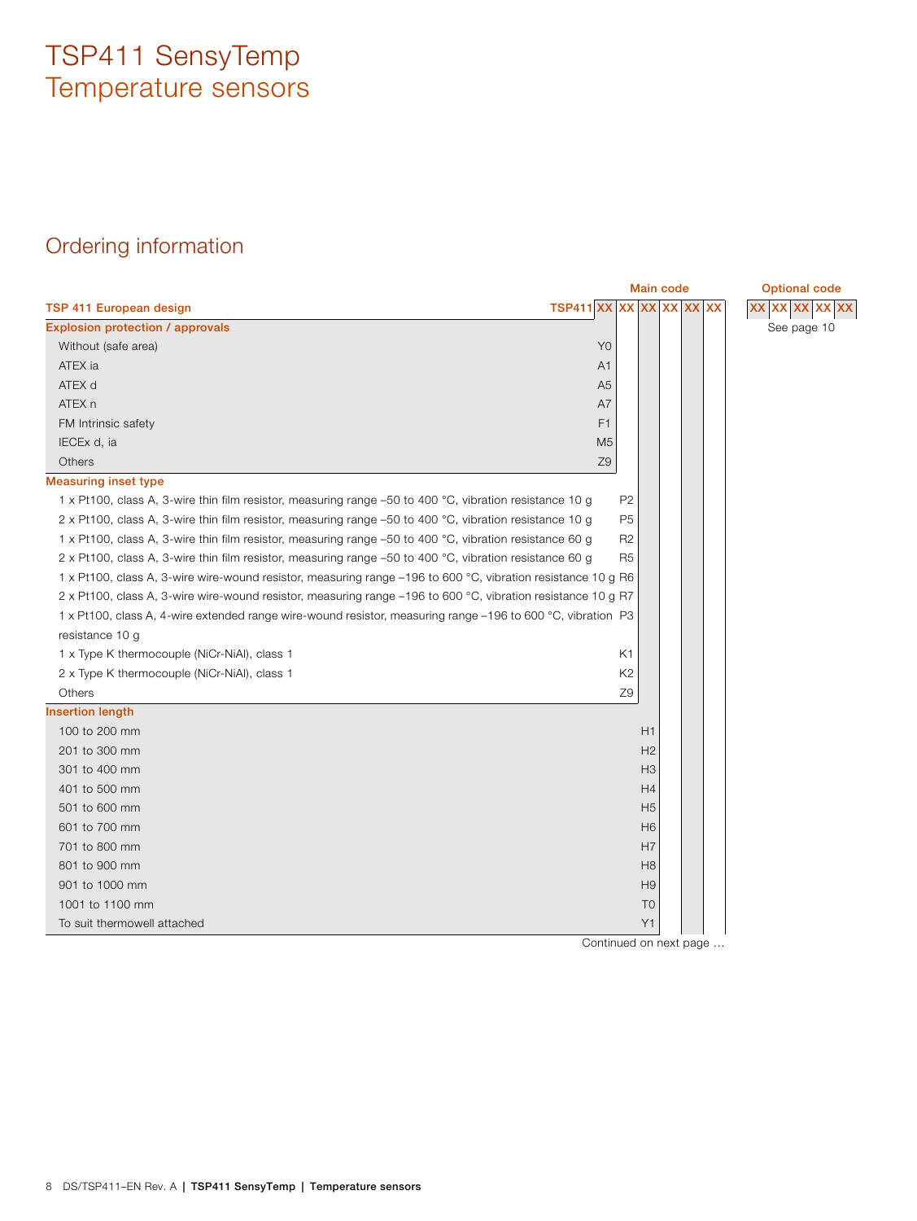# TSP411 SensyTemp Temperature sensors

## Ordering information

| | Main code | | | | | | Optional code |
|---|---|---|---|---|---|---|---|
| **TSP 411 European design** | TSP411 XX | XX | XX | XX | XX | XX | XX XX XX XX XX |
| **Explosion protection / approvals** | | | | | | | See page 10 |
| Without (safe area) | Y0 | | | | | | |
| ATEX ia | A1 | | | | | | |
| ATEX d | A5 | | | | | | |
| ATEX n | A7 | | | | | | |
| FM Intrinsic safety | F1 | | | | | | |
| IECEx d, ia | M5 | | | | | | |
| Others | Z9 | | | | | | |
| **Measuring inset type** | | | | | | | |
| 1 x Pt100, class A, 3-wire thin film resistor, measuring range –50 to 400 °C, vibration resistance 10 g | | P2 | | | | | |
| 2 x Pt100, class A, 3-wire thin film resistor, measuring range –50 to 400 °C, vibration resistance 10 g | | P5 | | | | | |
| 1 x Pt100, class A, 3-wire thin film resistor, measuring range –50 to 400 °C, vibration resistance 60 g | | R2 | | | | | |
| 2 x Pt100, class A, 3-wire thin film resistor, measuring range –50 to 400 °C, vibration resistance 60 g | | R5 | | | | | |
| 1 x Pt100, class A, 3-wire wire-wound resistor, measuring range –196 to 600 °C, vibration resistance 10 g | | R6 | | | | | |
| 2 x Pt100, class A, 3-wire wire-wound resistor, measuring range –196 to 600 °C, vibration resistance 10 g | | R7 | | | | | |
| 1 x Pt100, class A, 4-wire extended range wire-wound resistor, measuring range –196 to 600 °C, vibration resistance 10 g | | P3 | | | | | |
| 1 x Type K thermocouple (NiCr-NiAl), class 1 | | K1 | | | | | |
| 2 x Type K thermocouple (NiCr-NiAl), class 1 | | K2 | | | | | |
| Others | | Z9 | | | | | |
| **Insertion length** | | | | | | | |
| 100 to 200 mm | | | H1 | | | | |
| 201 to 300 mm | | | H2 | | | | |
| 301 to 400 mm | | | H3 | | | | |
| 401 to 500 mm | | | H4 | | | | |
| 501 to 600 mm | | | H5 | | | | |
| 601 to 700 mm | | | H6 | | | | |
| 701 to 800 mm | | | H7 | | | | |
| 801 to 900 mm | | | H8 | | | | |
| 901 to 1000 mm | | | H9 | | | | |
| 1001 to 1100 mm | | | T0 | | | | |
| To suit thermowell attached | | | Y1 | | | | |

Continued on next page …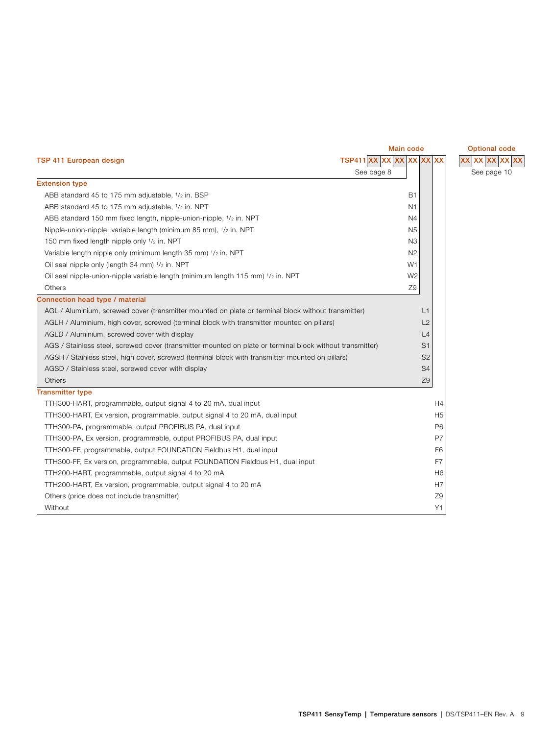| TSP 411 European design | Main code TSP411 XX XX XX XX XX XX | | | Optional code XX XX XX XX XX |
|---|---|---|---|---|
| | See page 8 | | | See page 10 |
| **Extension type** | | | | |
| ABB standard 45 to 175 mm adjustable, 1/2 in. BSP | B1 | | | |
| ABB standard 45 to 175 mm adjustable, 1/2 in. NPT | N1 | | | |
| ABB standard 150 mm fixed length, nipple-union-nipple, 1/2 in. NPT | N4 | | | |
| Nipple-union-nipple, variable length (minimum 85 mm), 1/2 in. NPT | N5 | | | |
| 150 mm fixed length nipple only 1/2 in. NPT | N3 | | | |
| Variable length nipple only (minimum length 35 mm) 1/2 in. NPT | N2 | | | |
| Oil seal nipple only (length 34 mm) 1/2 in. NPT | W1 | | | |
| Oil seal nipple-union-nipple variable length (minimum length 115 mm) 1/2 in. NPT | W2 | | | |
| Others | Z9 | | | |
| **Connection head type / material** | | | | |
| AGL / Aluminium, screwed cover (transmitter mounted on plate or terminal block without transmitter) | | L1 | | |
| AGLH / Aluminium, high cover, screwed (terminal block with transmitter mounted on pillars) | | L2 | | |
| AGLD / Aluminium, screwed cover with display | | L4 | | |
| AGS / Stainless steel, screwed cover (transmitter mounted on plate or terminal block without transmitter) | | S1 | | |
| AGSH / Stainless steel, high cover, screwed (terminal block with transmitter mounted on pillars) | | S2 | | |
| AGSD / Stainless steel, screwed cover with display | | S4 | | |
| Others | | Z9 | | |
| **Transmitter type** | | | | |
| TTH300-HART, programmable, output signal 4 to 20 mA, dual input | | | H4 | |
| TTH300-HART, Ex version, programmable, output signal 4 to 20 mA, dual input | | | H5 | |
| TTH300-PA, programmable, output PROFIBUS PA, dual input | | | P6 | |
| TTH300-PA, Ex version, programmable, output PROFIBUS PA, dual input | | | P7 | |
| TTH300-FF, programmable, output FOUNDATION Fieldbus H1, dual input | | | F6 | |
| TTH300-FF, Ex version, programmable, output FOUNDATION Fieldbus H1, dual input | | | F7 | |
| TTH200-HART, programmable, output signal 4 to 20 mA | | | H6 | |
| TTH200-HART, Ex version, programmable, output signal 4 to 20 mA | | | H7 | |
| Others (price does not include transmitter) | | | Z9 | |
| Without | | | Y1 | |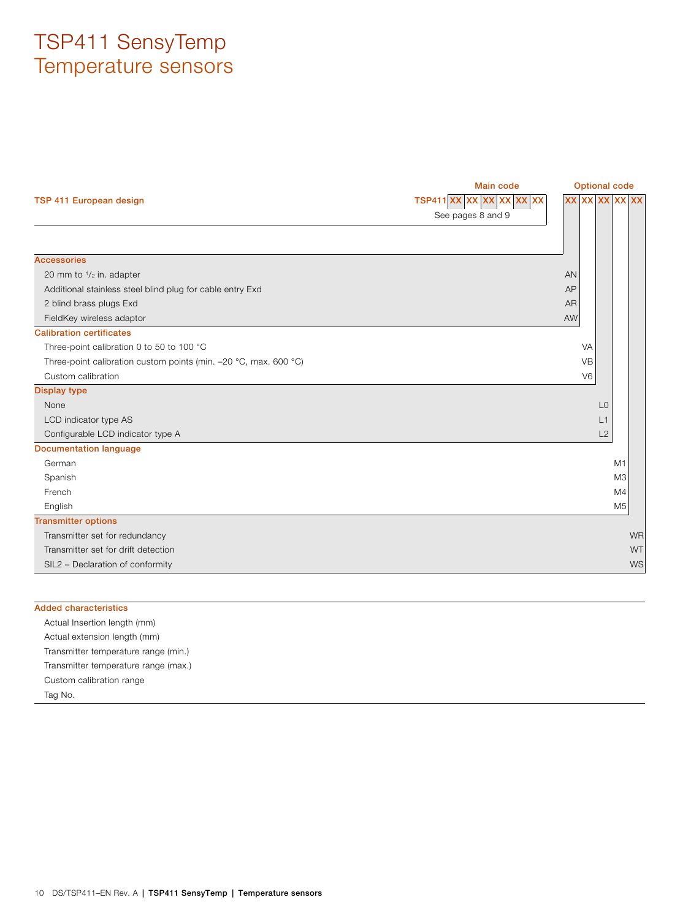# TSP411 SensyTemp
# Temperature sensors

| | Main code | Optional code |
|---|---|---|
| **TSP 411 European design** | TSP411 XX XX XX XX XX XX | XX XX XX XX XX |
| | See pages 8 and 9 | |

| | Code |
|---|---|
| **Accessories** | |
| 20 mm to ¹/₂ in. adapter | AN |
| Additional stainless steel blind plug for cable entry Exd | AP |
| 2 blind brass plugs Exd | AR |
| FieldKey wireless adaptor | AW |
| **Calibration certificates** | |
| Three-point calibration 0 to 50 to 100 °C | VA |
| Three-point calibration custom points (min. −20 °C, max. 600 °C) | VB |
| Custom calibration | V6 |
| **Display type** | |
| None | L0 |
| LCD indicator type AS | L1 |
| Configurable LCD indicator type A | L2 |
| **Documentation language** | |
| German | M1 |
| Spanish | M3 |
| French | M4 |
| English | M5 |
| **Transmitter options** | |
| Transmitter set for redundancy | WR |
| Transmitter set for drift detection | WT |
| SIL2 – Declaration of conformity | WS |

**Added characteristics**

- Actual Insertion length (mm)
- Actual extension length (mm)
- Transmitter temperature range (min.)
- Transmitter temperature range (max.)
- Custom calibration range
- Tag No.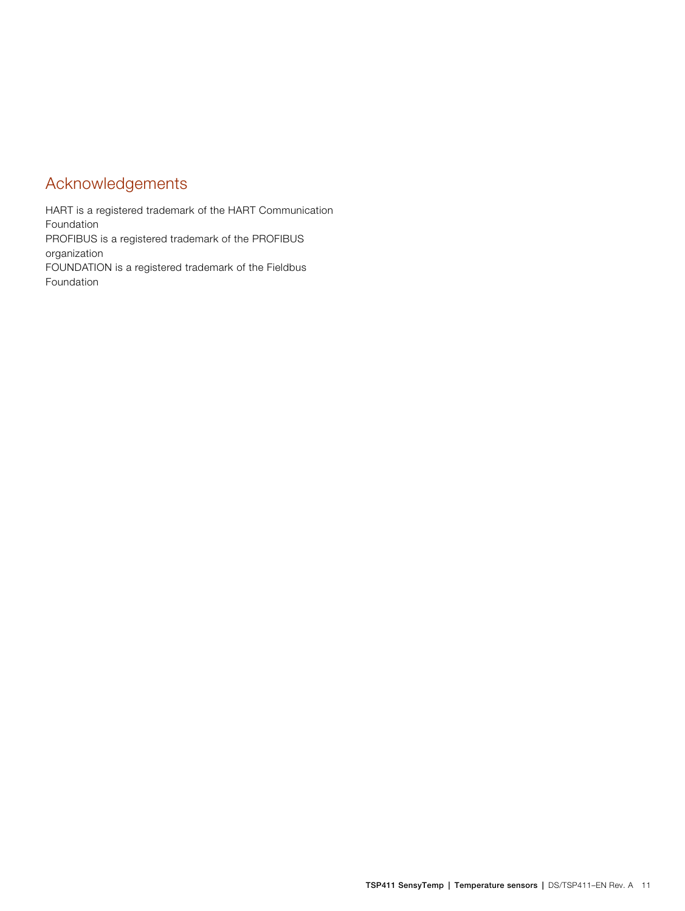## Acknowledgements

HART is a registered trademark of the HART Communication Foundation
PROFIBUS is a registered trademark of the PROFIBUS organization
FOUNDATION is a registered trademark of the Fieldbus Foundation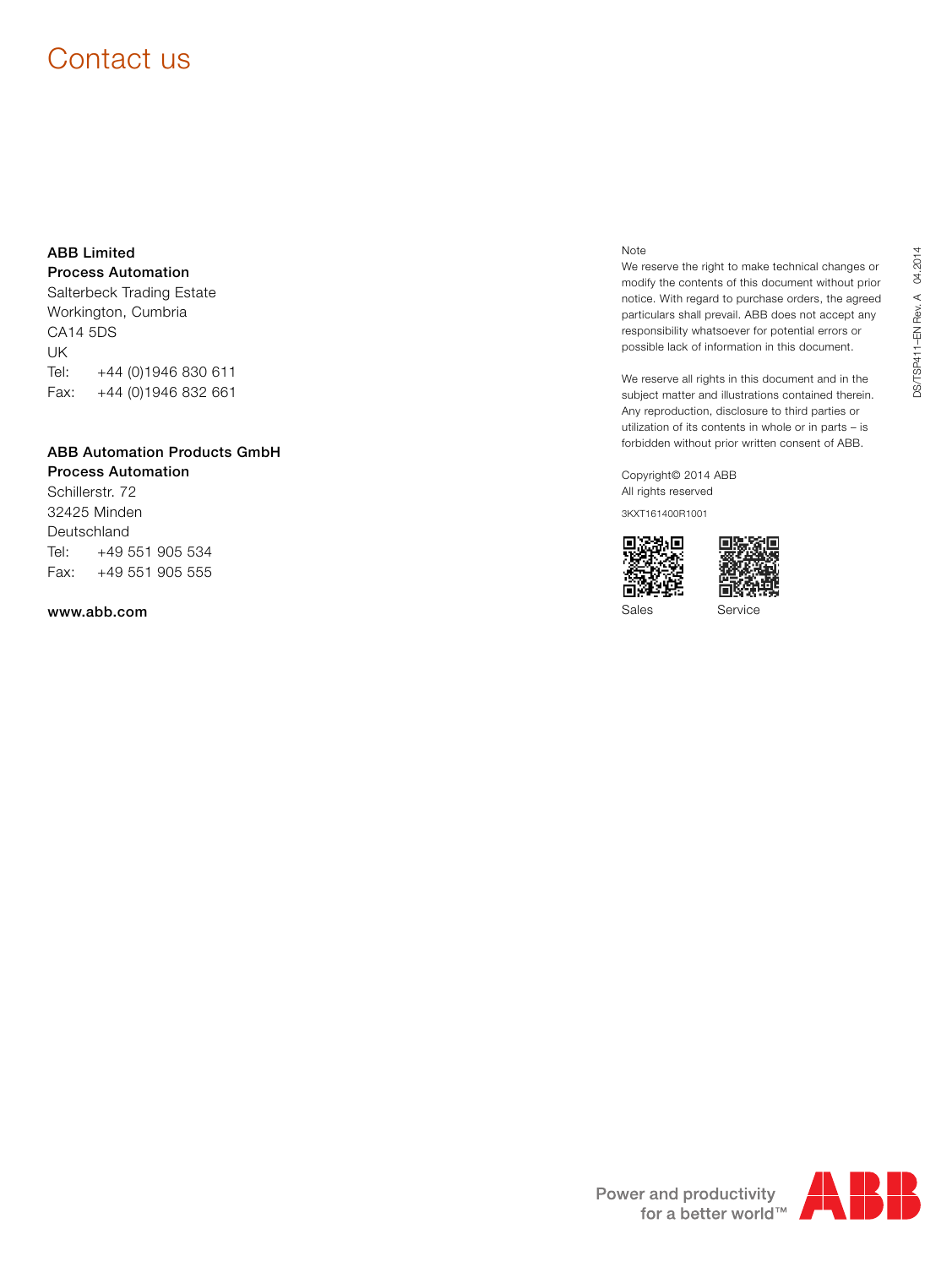# Contact us

**ABB Limited**
**Process Automation**
Salterbeck Trading Estate
Workington, Cumbria
CA14 5DS
UK
Tel: +44 (0)1946 830 611
Fax: +44 (0)1946 832 661

**ABB Automation Products GmbH**
**Process Automation**
Schillerstr. 72
32425 Minden
Deutschland
Tel: +49 551 905 534
Fax: +49 551 905 555

**www.abb.com**

Note
We reserve the right to make technical changes or modify the contents of this document without prior notice. With regard to purchase orders, the agreed particulars shall prevail. ABB does not accept any responsibility whatsoever for potential errors or possible lack of information in this document.

We reserve all rights in this document and in the subject matter and illustrations contained therein. Any reproduction, disclosure to third parties or utilization of its contents in whole or in parts – is forbidden without prior written consent of ABB.

Copyright© 2014 ABB
All rights reserved

3KXT161400R1001

Sales

Service

DS/TSP411–EN Rev. A 04.2014

Power and productivity
for a better world™